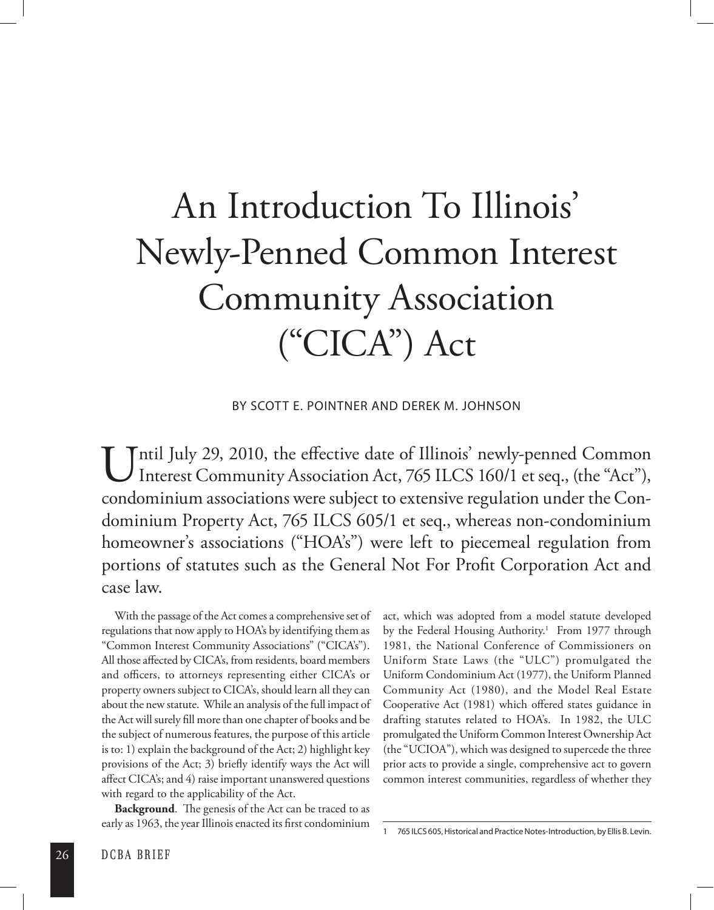# An Introduction To Illinois' Newly-Penned Common Interest Community Association ("CICA") Act

BY SCOTT E. POINTNER AND DEREK M. JOHNSON

Until July 29, 2010, the effective date of Illinois' newly-penned Common Interest Community Association Act, 765 ILCS 160/1 et seq., (the "Act"), condominium associations were subject to extensive regulation under the Condominium Property Act, 765 ILCS 605/1 et seq., whereas non-condominium homeowner's associations ("HOA's") were left to piecemeal regulation from portions of statutes such as the General Not For Profit Corporation Act and case law.

With the passage of the Act comes a comprehensive set of regulations that now apply to HOA's by identifying them as "Common Interest Community Associations" ("CICA's"). All those affected by CICA's, from residents, board members and officers, to attorneys representing either CICA's or property owners subject to CICA's, should learn all they can about the new statute. While an analysis of the full impact of the Act will surely fill more than one chapter of books and be the subject of numerous features, the purpose of this article is to: 1) explain the background of the Act; 2) highlight key provisions of the Act; 3) briefly identify ways the Act will affect CICA's; and 4) raise important unanswered questions with regard to the applicability of the Act.

**Background**. The genesis of the Act can be traced to as early as 1963, the year Illinois enacted its first condominium act, which was adopted from a model statute developed by the Federal Housing Authority.[1] From 1977 through 1981, the National Conference of Commissioners on Uniform State Laws (the "ULC") promulgated the Uniform Condominium Act (1977), the Uniform Planned Community Act (1980), and the Model Real Estate Cooperative Act (1981) which offered states guidance in drafting statutes related to HOA's. In 1982, the ULC promulgated the Uniform Common Interest Ownership Act (the "UCIOA"), which was designed to supercede the three prior acts to provide a single, comprehensive act to govern common interest communities, regardless of whether they

1 765 ILCS 605, Historical and Practice Notes-Introduction, by Ellis B. Levin.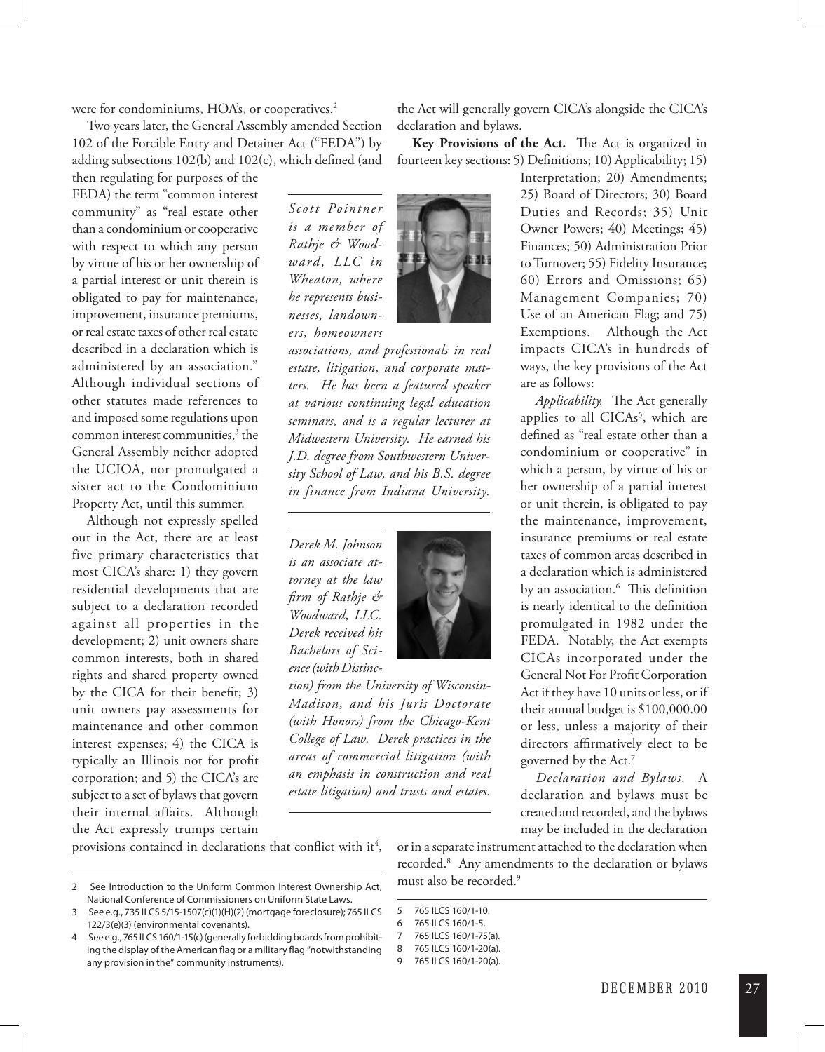were for condominiums, HOA's, or cooperatives.[2]

Two years later, the General Assembly amended Section 102 of the Forcible Entry and Detainer Act ("FEDA") by adding subsections 102(b) and 102(c), which defined (and then regulating for purposes of the FEDA) the term "common interest community" as "real estate other than a condominium or cooperative with respect to which any person by virtue of his or her ownership of a partial interest or unit therein is obligated to pay for maintenance, improvement, insurance premiums, or real estate taxes of other real estate described in a declaration which is administered by an association." Although individual sections of other statutes made references to and imposed some regulations upon common interest communities,[3] the General Assembly neither adopted the UCIOA, nor promulgated a sister act to the Condominium Property Act, until this summer.

Although not expressly spelled out in the Act, there are at least five primary characteristics that most CICA's share: 1) they govern residential developments that are subject to a declaration recorded against all properties in the development; 2) unit owners share common interests, both in shared rights and shared property owned by the CICA for their benefit; 3) unit owners pay assessments for maintenance and other common interest expenses; 4) the CICA is typically an Illinois not for profit corporation; and 5) the CICA's are subject to a set of bylaws that govern their internal affairs. Although the Act expressly trumps certain provisions contained in declarations that conflict with it[4], the Act will generally govern CICA's alongside the CICA's declaration and bylaws.

*Scott Pointner is a member of Rathje & Woodward, LLC in Wheaton, where he represents businesses, landowners, homeowners associations, and professionals in real estate, litigation, and corporate matters. He has been a featured speaker at various continuing legal education seminars, and is a regular lecturer at Midwestern University. He earned his J.D. degree from Southwestern University School of Law, and his B.S. degree in finance from Indiana University.*

*Derek M. Johnson is an associate attorney at the law firm of Rathje & Woodward, LLC. Derek received his Bachelors of Science (with Distinction) from the University of Wisconsin-Madison, and his Juris Doctorate (with Honors) from the Chicago-Kent College of Law. Derek practices in the areas of commercial litigation (with an emphasis in construction and real estate litigation) and trusts and estates.*

**Key Provisions of the Act.** The Act is organized in fourteen key sections: 5) Definitions; 10) Applicability; 15) Interpretation; 20) Amendments; 25) Board of Directors; 30) Board Duties and Records; 35) Unit Owner Powers; 40) Meetings; 45) Finances; 50) Administration Prior to Turnover; 55) Fidelity Insurance; 60) Errors and Omissions; 65) Management Companies; 70) Use of an American Flag; and 75) Exemptions. Although the Act impacts CICA's in hundreds of ways, the key provisions of the Act are as follows:

*Applicability.* The Act generally applies to all CICAs[5], which are defined as "real estate other than a condominium or cooperative" in which a person, by virtue of his or her ownership of a partial interest or unit therein, is obligated to pay the maintenance, improvement, insurance premiums or real estate taxes of common areas described in a declaration which is administered by an association.[6] This definition is nearly identical to the definition promulgated in 1982 under the FEDA. Notably, the Act exempts CICAs incorporated under the General Not For Profit Corporation Act if they have 10 units or less, or if their annual budget is $100,000.00 or less, unless a majority of their directors affirmatively elect to be governed by the Act.[7]

*Declaration and Bylaws.* A declaration and bylaws must be created and recorded, and the bylaws may be included in the declaration or in a separate instrument attached to the declaration when recorded.[8] Any amendments to the declaration or bylaws must also be recorded.[9]

---

2 See Introduction to the Uniform Common Interest Ownership Act, National Conference of Commissioners on Uniform State Laws.

3 See e.g., 735 ILCS 5/15-1507(c)(1)(H)(2) (mortgage foreclosure); 765 ILCS 122/3(e)(3) (environmental covenants).

4 See e.g., 765 ILCS 160/1-15(c) (generally forbidding boards from prohibiting the display of the American flag or a military flag "notwithstanding any provision in the" community instruments).

5 765 ILCS 160/1-10.

6 765 ILCS 160/1-5.

7 765 ILCS 160/1-75(a).

8 765 ILCS 160/1-20(a).

9 765 ILCS 160/1-20(a).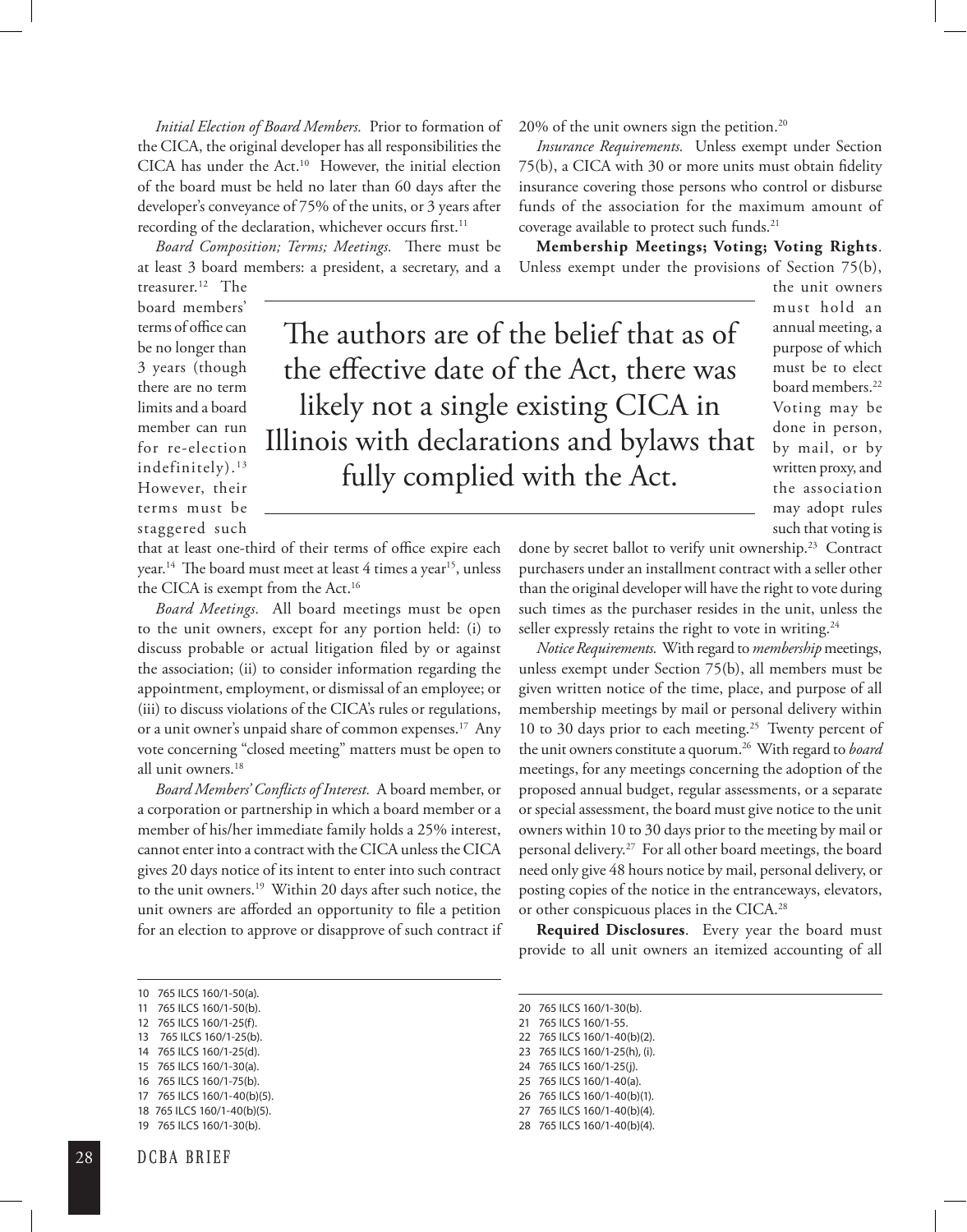*Initial Election of Board Members.* Prior to formation of the CICA, the original developer has all responsibilities the CICA has under the Act.[10] However, the initial election of the board must be held no later than 60 days after the developer's conveyance of 75% of the units, or 3 years after recording of the declaration, whichever occurs first.[11]

*Board Composition; Terms; Meetings.* There must be at least 3 board members: a president, a secretary, and a treasurer.[12] The board members' terms of office can be no longer than 3 years (though there are no term limits and a board member can run for re-election indefinitely).[13] However, their terms must be staggered such that at least one-third of their terms of office expire each year.[14] The board must meet at least 4 times a year[15], unless the CICA is exempt from the Act.[16]

*Board Meetings.* All board meetings must be open to the unit owners, except for any portion held: (i) to discuss probable or actual litigation filed by or against the association; (ii) to consider information regarding the appointment, employment, or dismissal of an employee; or (iii) to discuss violations of the CICA's rules or regulations, or a unit owner's unpaid share of common expenses.[17] Any vote concerning "closed meeting" matters must be open to all unit owners.[18]

*Board Members' Conflicts of Interest.* A board member, or a corporation or partnership in which a board member or a member of his/her immediate family holds a 25% interest, cannot enter into a contract with the CICA unless the CICA gives 20 days notice of its intent to enter into such contract to the unit owners.[19] Within 20 days after such notice, the unit owners are afforded an opportunity to file a petition for an election to approve or disapprove of such contract if 20% of the unit owners sign the petition.[20]

*Insurance Requirements.* Unless exempt under Section 75(b), a CICA with 30 or more units must obtain fidelity insurance covering those persons who control or disburse funds of the association for the maximum amount of coverage available to protect such funds.[21]

**Membership Meetings; Voting; Voting Rights**. Unless exempt under the provisions of Section 75(b), the unit owners must hold an annual meeting, a purpose of which must be to elect board members.[22] Voting may be done in person, by mail, or by written proxy, and the association may adopt rules such that voting is done by secret ballot to verify unit ownership.[23] Contract purchasers under an installment contract with a seller other than the original developer will have the right to vote during such times as the purchaser resides in the unit, unless the seller expressly retains the right to vote in writing.[24]

> The authors are of the belief that as of the effective date of the Act, there was likely not a single existing CICA in Illinois with declarations and bylaws that fully complied with the Act.

*Notice Requirements.* With regard to *membership* meetings, unless exempt under Section 75(b), all members must be given written notice of the time, place, and purpose of all membership meetings by mail or personal delivery within 10 to 30 days prior to each meeting.[25] Twenty percent of the unit owners constitute a quorum.[26] With regard to *board* meetings, for any meetings concerning the adoption of the proposed annual budget, regular assessments, or a separate or special assessment, the board must give notice to the unit owners within 10 to 30 days prior to the meeting by mail or personal delivery.[27] For all other board meetings, the board need only give 48 hours notice by mail, personal delivery, or posting copies of the notice in the entranceways, elevators, or other conspicuous places in the CICA.[28]

**Required Disclosures**. Every year the board must provide to all unit owners an itemized accounting of all

---

10 765 ILCS 160/1-50(a).
11 765 ILCS 160/1-50(b).
12 765 ILCS 160/1-25(f).
13 765 ILCS 160/1-25(b).
14 765 ILCS 160/1-25(d).
15 765 ILCS 160/1-30(a).
16 765 ILCS 160/1-75(b).
17 765 ILCS 160/1-40(b)(5).
18 765 ILCS 160/1-40(b)(5).
19 765 ILCS 160/1-30(b).
20 765 ILCS 160/1-30(b).
21 765 ILCS 160/1-55.
22 765 ILCS 160/1-40(b)(2).
23 765 ILCS 160/1-25(h), (i).
24 765 ILCS 160/1-25(j).
25 765 ILCS 160/1-40(a).
26 765 ILCS 160/1-40(b)(1).
27 765 ILCS 160/1-40(b)(4).
28 765 ILCS 160/1-40(b)(4).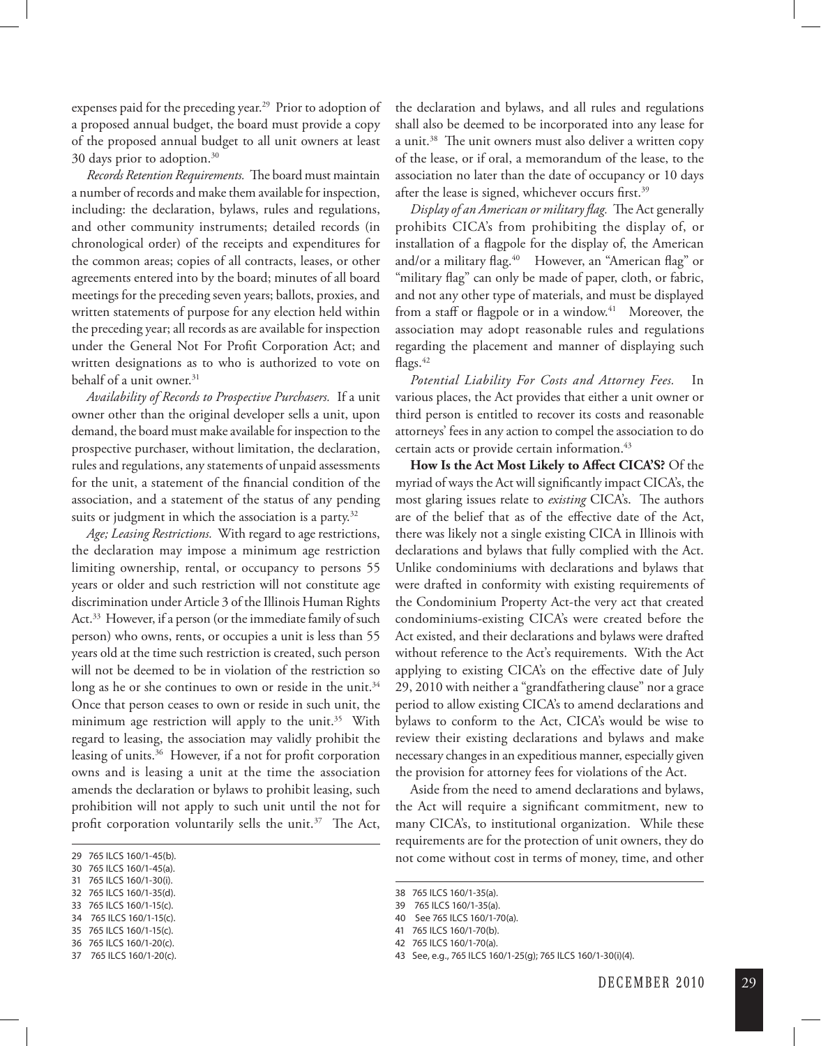expenses paid for the preceding year.[29] Prior to adoption of a proposed annual budget, the board must provide a copy of the proposed annual budget to all unit owners at least 30 days prior to adoption.[30]

*Records Retention Requirements.* The board must maintain a number of records and make them available for inspection, including: the declaration, bylaws, rules and regulations, and other community instruments; detailed records (in chronological order) of the receipts and expenditures for the common areas; copies of all contracts, leases, or other agreements entered into by the board; minutes of all board meetings for the preceding seven years; ballots, proxies, and written statements of purpose for any election held within the preceding year; all records as are available for inspection under the General Not For Profit Corporation Act; and written designations as to who is authorized to vote on behalf of a unit owner.[31]

*Availability of Records to Prospective Purchasers.* If a unit owner other than the original developer sells a unit, upon demand, the board must make available for inspection to the prospective purchaser, without limitation, the declaration, rules and regulations, any statements of unpaid assessments for the unit, a statement of the financial condition of the association, and a statement of the status of any pending suits or judgment in which the association is a party.[32]

*Age; Leasing Restrictions.* With regard to age restrictions, the declaration may impose a minimum age restriction limiting ownership, rental, or occupancy to persons 55 years or older and such restriction will not constitute age discrimination under Article 3 of the Illinois Human Rights Act.[33] However, if a person (or the immediate family of such person) who owns, rents, or occupies a unit is less than 55 years old at the time such restriction is created, such person will not be deemed to be in violation of the restriction so long as he or she continues to own or reside in the unit.[34] Once that person ceases to own or reside in such unit, the minimum age restriction will apply to the unit.[35] With regard to leasing, the association may validly prohibit the leasing of units.[36] However, if a not for profit corporation owns and is leasing a unit at the time the association amends the declaration or bylaws to prohibit leasing, such prohibition will not apply to such unit until the not for profit corporation voluntarily sells the unit.[37] The Act, the declaration and bylaws, and all rules and regulations shall also be deemed to be incorporated into any lease for a unit.[38] The unit owners must also deliver a written copy of the lease, or if oral, a memorandum of the lease, to the association no later than the date of occupancy or 10 days after the lease is signed, whichever occurs first.[39]

*Display of an American or military flag.* The Act generally prohibits CICA's from prohibiting the display of, or installation of a flagpole for the display of, the American and/or a military flag.[40] However, an "American flag" or "military flag" can only be made of paper, cloth, or fabric, and not any other type of materials, and must be displayed from a staff or flagpole or in a window.[41] Moreover, the association may adopt reasonable rules and regulations regarding the placement and manner of displaying such flags.[42]

*Potential Liability For Costs and Attorney Fees.* In various places, the Act provides that either a unit owner or third person is entitled to recover its costs and reasonable attorneys' fees in any action to compel the association to do certain acts or provide certain information.[43]

**How Is the Act Most Likely to Affect CICA'S?** Of the myriad of ways the Act will significantly impact CICA's, the most glaring issues relate to *existing* CICA's. The authors are of the belief that as of the effective date of the Act, there was likely not a single existing CICA in Illinois with declarations and bylaws that fully complied with the Act. Unlike condominiums with declarations and bylaws that were drafted in conformity with existing requirements of the Condominium Property Act-the very act that created condominiums-existing CICA's were created before the Act existed, and their declarations and bylaws were drafted without reference to the Act's requirements. With the Act applying to existing CICA's on the effective date of July 29, 2010 with neither a "grandfathering clause" nor a grace period to allow existing CICA's to amend declarations and bylaws to conform to the Act, CICA's would be wise to review their existing declarations and bylaws and make necessary changes in an expeditious manner, especially given the provision for attorney fees for violations of the Act.

Aside from the need to amend declarations and bylaws, the Act will require a significant commitment, new to many CICA's, to institutional organization. While these requirements are for the protection of unit owners, they do not come without cost in terms of money, time, and other

---

29 765 ILCS 160/1-45(b).
30 765 ILCS 160/1-45(a).
31 765 ILCS 160/1-30(i).
32 765 ILCS 160/1-35(d).
33 765 ILCS 160/1-15(c).
34 765 ILCS 160/1-15(c).
35 765 ILCS 160/1-15(c).
36 765 ILCS 160/1-20(c).
37 765 ILCS 160/1-20(c).
38 765 ILCS 160/1-35(a).
39 765 ILCS 160/1-35(a).
40 See 765 ILCS 160/1-70(a).
41 765 ILCS 160/1-70(b).
42 765 ILCS 160/1-70(a).
43 See, e.g., 765 ILCS 160/1-25(g); 765 ILCS 160/1-30(i)(4).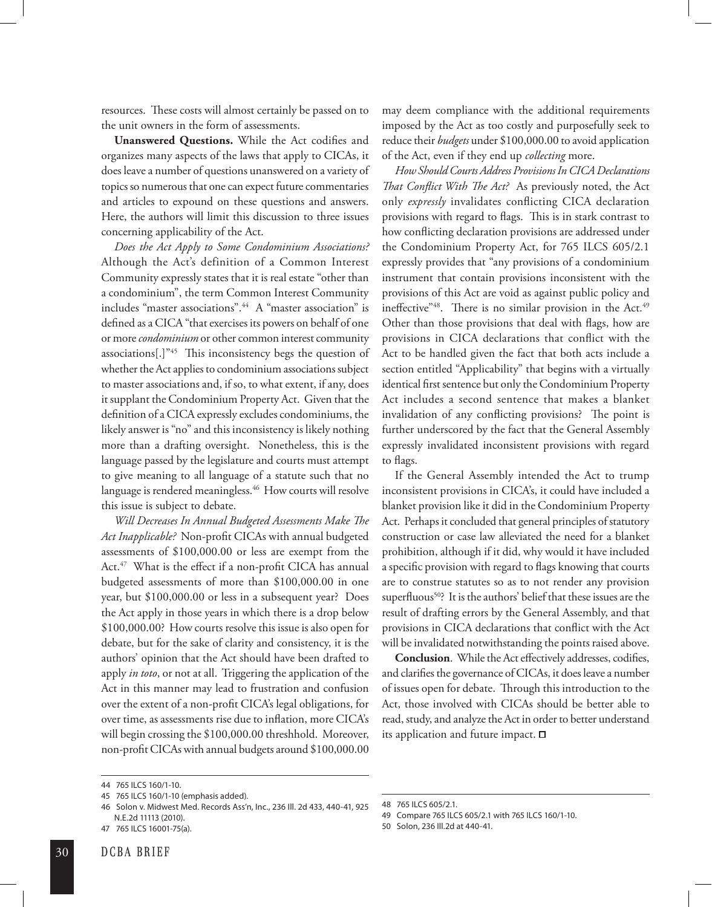resources. These costs will almost certainly be passed on to the unit owners in the form of assessments.

**Unanswered Questions.** While the Act codifies and organizes many aspects of the laws that apply to CICAs, it does leave a number of questions unanswered on a variety of topics so numerous that one can expect future commentaries and articles to expound on these questions and answers. Here, the authors will limit this discussion to three issues concerning applicability of the Act.

*Does the Act Apply to Some Condominium Associations?* Although the Act's definition of a Common Interest Community expressly states that it is real estate "other than a condominium", the term Common Interest Community includes "master associations".[44] A "master association" is defined as a CICA "that exercises its powers on behalf of one or more *condominium* or other common interest community associations[.]"[45] This inconsistency begs the question of whether the Act applies to condominium associations subject to master associations and, if so, to what extent, if any, does it supplant the Condominium Property Act. Given that the definition of a CICA expressly excludes condominiums, the likely answer is "no" and this inconsistency is likely nothing more than a drafting oversight. Nonetheless, this is the language passed by the legislature and courts must attempt to give meaning to all language of a statute such that no language is rendered meaningless.[46] How courts will resolve this issue is subject to debate.

*Will Decreases In Annual Budgeted Assessments Make The Act Inapplicable?* Non-profit CICAs with annual budgeted assessments of $100,000.00 or less are exempt from the Act.[47] What is the effect if a non-profit CICA has annual budgeted assessments of more than $100,000.00 in one year, but $100,000.00 or less in a subsequent year? Does the Act apply in those years in which there is a drop below $100,000.00? How courts resolve this issue is also open for debate, but for the sake of clarity and consistency, it is the authors' opinion that the Act should have been drafted to apply *in toto*, or not at all. Triggering the application of the Act in this manner may lead to frustration and confusion over the extent of a non-profit CICA's legal obligations, for over time, as assessments rise due to inflation, more CICA's will begin crossing the $100,000.00 threshhold. Moreover, non-profit CICAs with annual budgets around $100,000.00 may deem compliance with the additional requirements imposed by the Act as too costly and purposefully seek to reduce their *budgets* under $100,000.00 to avoid application of the Act, even if they end up *collecting* more.

*How Should Courts Address Provisions In CICA Declarations That Conflict With The Act?* As previously noted, the Act only *expressly* invalidates conflicting CICA declaration provisions with regard to flags. This is in stark contrast to how conflicting declaration provisions are addressed under the Condominium Property Act, for 765 ILCS 605/2.1 expressly provides that "any provisions of a condominium instrument that contain provisions inconsistent with the provisions of this Act are void as against public policy and ineffective"[48]. There is no similar provision in the Act.[49] Other than those provisions that deal with flags, how are provisions in CICA declarations that conflict with the Act to be handled given the fact that both acts include a section entitled "Applicability" that begins with a virtually identical first sentence but only the Condominium Property Act includes a second sentence that makes a blanket invalidation of any conflicting provisions? The point is further underscored by the fact that the General Assembly expressly invalidated inconsistent provisions with regard to flags.

If the General Assembly intended the Act to trump inconsistent provisions in CICA's, it could have included a blanket provision like it did in the Condominium Property Act. Perhaps it concluded that general principles of statutory construction or case law alleviated the need for a blanket prohibition, although if it did, why would it have included a specific provision with regard to flags knowing that courts are to construe statutes so as to not render any provision superfluous[50]? It is the authors' belief that these issues are the result of drafting errors by the General Assembly, and that provisions in CICA declarations that conflict with the Act will be invalidated notwithstanding the points raised above.

**Conclusion**. While the Act effectively addresses, codifies, and clarifies the governance of CICAs, it does leave a number of issues open for debate. Through this introduction to the Act, those involved with CICAs should be better able to read, study, and analyze the Act in order to better understand its application and future impact. □

---

44 765 ILCS 160/1-10.

45 765 ILCS 160/1-10 (emphasis added).

46 Solon v. Midwest Med. Records Ass'n, Inc., 236 Ill. 2d 433, 440-41, 925 N.E.2d 11113 (2010).

47 765 ILCS 16001-75(a).

48 765 ILCS 605/2.1.

49 Compare 765 ILCS 605/2.1 with 765 ILCS 160/1-10.

50 Solon, 236 Ill.2d at 440-41.